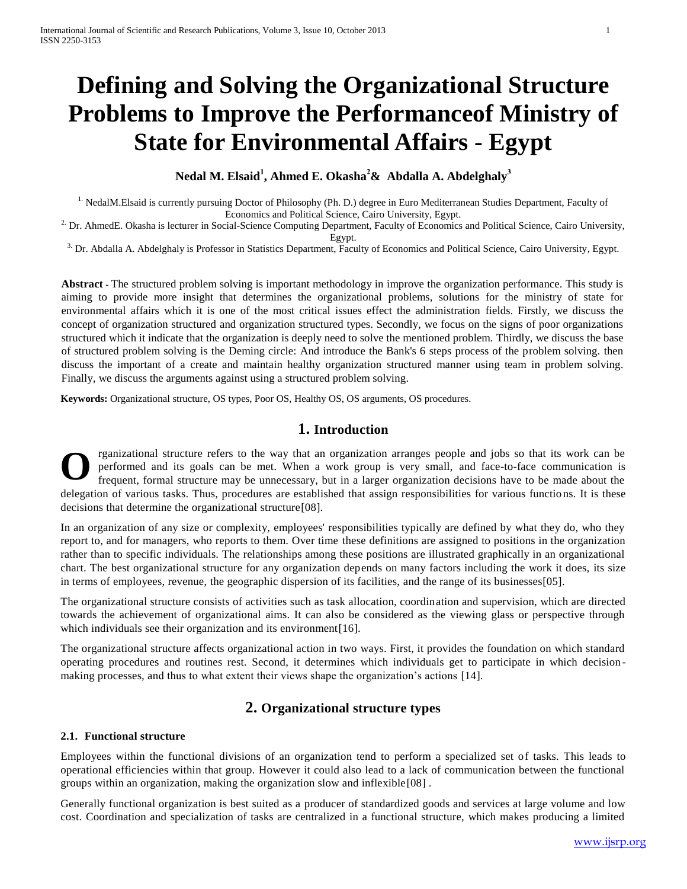# Defining and Solving the Organizational Structure Problems to Improve the Performanceof Ministry of State for Environmental Affairs - Egypt

**Nedal M. Elsaid[1], Ahmed E. Okasha[2]& Abdalla A. Abdelghaly[3]**

[1.] NedalM.Elsaid is currently pursuing Doctor of Philosophy (Ph. D.) degree in Euro Mediterranean Studies Department, Faculty of Economics and Political Science, Cairo University, Egypt.

[2.] Dr. AhmedE. Okasha is lecturer in Social-Science Computing Department, Faculty of Economics and Political Science, Cairo University, Egypt.

[3.] Dr. Abdalla A. Abdelghaly is Professor in Statistics Department, Faculty of Economics and Political Science, Cairo University, Egypt.

**Abstract** - The structured problem solving is important methodology in improve the organization performance. This study is aiming to provide more insight that determines the organizational problems, solutions for the ministry of state for environmental affairs which it is one of the most critical issues effect the administration fields. Firstly, we discuss the concept of organization structured and organization structured types. Secondly, we focus on the signs of poor organizations structured which it indicate that the organization is deeply need to solve the mentioned problem. Thirdly, we discuss the base of structured problem solving is the Deming circle: And introduce the Bank's 6 steps process of the problem solving. then discuss the important of a create and maintain healthy organization structured manner using team in problem solving. Finally, we discuss the arguments against using a structured problem solving.

**Keywords:** Organizational structure, OS types, Poor OS, Healthy OS, OS arguments, OS procedures.

## 1. Introduction

Organizational structure refers to the way that an organization arranges people and jobs so that its work can be performed and its goals can be met. When a work group is very small, and face-to-face communication is frequent, formal structure may be unnecessary, but in a larger organization decisions have to be made about the delegation of various tasks. Thus, procedures are established that assign responsibilities for various functions. It is these decisions that determine the organizational structure[08].

In an organization of any size or complexity, employees' responsibilities typically are defined by what they do, who they report to, and for managers, who reports to them. Over time these definitions are assigned to positions in the organization rather than to specific individuals. The relationships among these positions are illustrated graphically in an organizational chart. The best organizational structure for any organization depends on many factors including the work it does, its size in terms of employees, revenue, the geographic dispersion of its facilities, and the range of its businesses[05].

The organizational structure consists of activities such as task allocation, coordination and supervision, which are directed towards the achievement of organizational aims. It can also be considered as the viewing glass or perspective through which individuals see their organization and its environment[16].

The organizational structure affects organizational action in two ways. First, it provides the foundation on which standard operating procedures and routines rest. Second, it determines which individuals get to participate in which decision-making processes, and thus to what extent their views shape the organization's actions [14].

## 2. Organizational structure types

### 2.1. Functional structure

Employees within the functional divisions of an organization tend to perform a specialized set of tasks. This leads to operational efficiencies within that group. However it could also lead to a lack of communication between the functional groups within an organization, making the organization slow and inflexible[08] .

Generally functional organization is best suited as a producer of standardized goods and services at large volume and low cost. Coordination and specialization of tasks are centralized in a functional structure, which makes producing a limited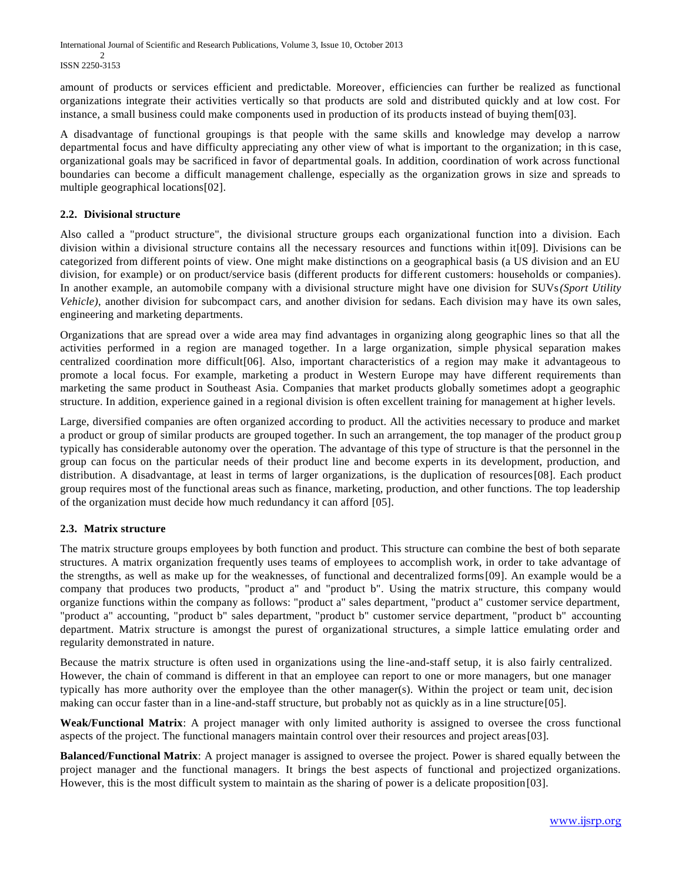amount of products or services efficient and predictable. Moreover, efficiencies can further be realized as functional organizations integrate their activities vertically so that products are sold and distributed quickly and at low cost. For instance, a small business could make components used in production of its products instead of buying them[03].

A disadvantage of functional groupings is that people with the same skills and knowledge may develop a narrow departmental focus and have difficulty appreciating any other view of what is important to the organization; in this case, organizational goals may be sacrificed in favor of departmental goals. In addition, coordination of work across functional boundaries can become a difficult management challenge, especially as the organization grows in size and spreads to multiple geographical locations[02].

### 2.2. Divisional structure

Also called a "product structure", the divisional structure groups each organizational function into a division. Each division within a divisional structure contains all the necessary resources and functions within it[09]. Divisions can be categorized from different points of view. One might make distinctions on a geographical basis (a US division and an EU division, for example) or on product/service basis (different products for different customers: households or companies). In another example, an automobile company with a divisional structure might have one division for SUVs *(Sport Utility Vehicle)*, another division for subcompact cars, and another division for sedans. Each division may have its own sales, engineering and marketing departments.

Organizations that are spread over a wide area may find advantages in organizing along geographic lines so that all the activities performed in a region are managed together. In a large organization, simple physical separation makes centralized coordination more difficult[06]. Also, important characteristics of a region may make it advantageous to promote a local focus. For example, marketing a product in Western Europe may have different requirements than marketing the same product in Southeast Asia. Companies that market products globally sometimes adopt a geographic structure. In addition, experience gained in a regional division is often excellent training for management at higher levels.

Large, diversified companies are often organized according to product. All the activities necessary to produce and market a product or group of similar products are grouped together. In such an arrangement, the top manager of the product group typically has considerable autonomy over the operation. The advantage of this type of structure is that the personnel in the group can focus on the particular needs of their product line and become experts in its development, production, and distribution. A disadvantage, at least in terms of larger organizations, is the duplication of resources[08]. Each product group requires most of the functional areas such as finance, marketing, production, and other functions. The top leadership of the organization must decide how much redundancy it can afford [05].

### 2.3. Matrix structure

The matrix structure groups employees by both function and product. This structure can combine the best of both separate structures. A matrix organization frequently uses teams of employees to accomplish work, in order to take advantage of the strengths, as well as make up for the weaknesses, of functional and decentralized forms[09]. An example would be a company that produces two products, "product a" and "product b". Using the matrix structure, this company would organize functions within the company as follows: "product a" sales department, "product a" customer service department, "product a" accounting, "product b" sales department, "product b" customer service department, "product b" accounting department. Matrix structure is amongst the purest of organizational structures, a simple lattice emulating order and regularity demonstrated in nature.

Because the matrix structure is often used in organizations using the line-and-staff setup, it is also fairly centralized. However, the chain of command is different in that an employee can report to one or more managers, but one manager typically has more authority over the employee than the other manager(s). Within the project or team unit, decision making can occur faster than in a line-and-staff structure, but probably not as quickly as in a line structure[05].

**Weak/Functional Matrix**: A project manager with only limited authority is assigned to oversee the cross functional aspects of the project. The functional managers maintain control over their resources and project areas[03].

**Balanced/Functional Matrix**: A project manager is assigned to oversee the project. Power is shared equally between the project manager and the functional managers. It brings the best aspects of functional and projectized organizations. However, this is the most difficult system to maintain as the sharing of power is a delicate proposition[03].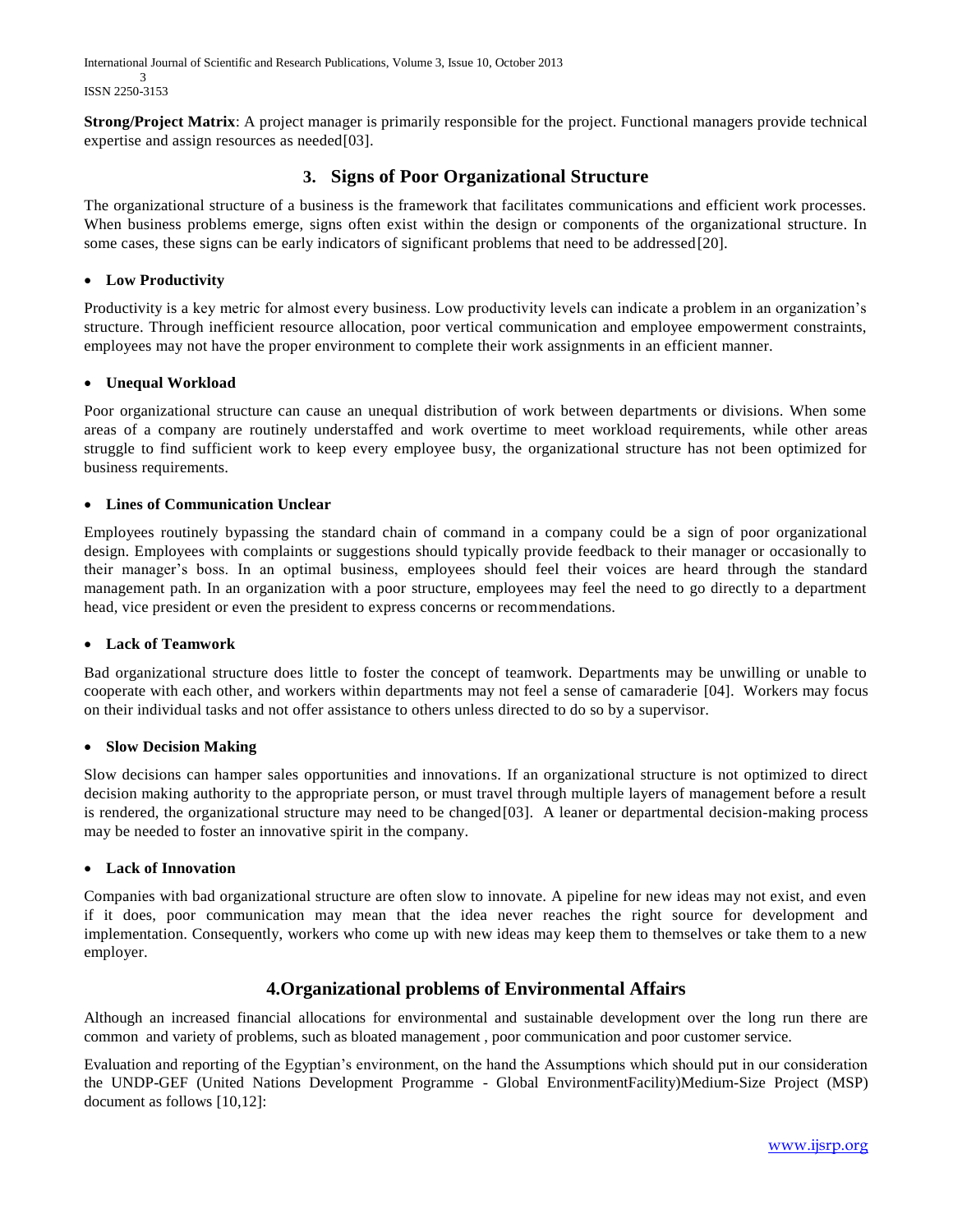**Strong/Project Matrix**: A project manager is primarily responsible for the project. Functional managers provide technical expertise and assign resources as needed[03].

## 3. Signs of Poor Organizational Structure

The organizational structure of a business is the framework that facilitates communications and efficient work processes. When business problems emerge, signs often exist within the design or components of the organizational structure. In some cases, these signs can be early indicators of significant problems that need to be addressed[20].

- **Low Productivity**

Productivity is a key metric for almost every business. Low productivity levels can indicate a problem in an organization's structure. Through inefficient resource allocation, poor vertical communication and employee empowerment constraints, employees may not have the proper environment to complete their work assignments in an efficient manner.

- **Unequal Workload**

Poor organizational structure can cause an unequal distribution of work between departments or divisions. When some areas of a company are routinely understaffed and work overtime to meet workload requirements, while other areas struggle to find sufficient work to keep every employee busy, the organizational structure has not been optimized for business requirements.

- **Lines of Communication Unclear**

Employees routinely bypassing the standard chain of command in a company could be a sign of poor organizational design. Employees with complaints or suggestions should typically provide feedback to their manager or occasionally to their manager's boss. In an optimal business, employees should feel their voices are heard through the standard management path. In an organization with a poor structure, employees may feel the need to go directly to a department head, vice president or even the president to express concerns or recommendations.

- **Lack of Teamwork**

Bad organizational structure does little to foster the concept of teamwork. Departments may be unwilling or unable to cooperate with each other, and workers within departments may not feel a sense of camaraderie [04]. Workers may focus on their individual tasks and not offer assistance to others unless directed to do so by a supervisor.

- **Slow Decision Making**

Slow decisions can hamper sales opportunities and innovations. If an organizational structure is not optimized to direct decision making authority to the appropriate person, or must travel through multiple layers of management before a result is rendered, the organizational structure may need to be changed[03]. A leaner or departmental decision-making process may be needed to foster an innovative spirit in the company.

- **Lack of Innovation**

Companies with bad organizational structure are often slow to innovate. A pipeline for new ideas may not exist, and even if it does, poor communication may mean that the idea never reaches the right source for development and implementation. Consequently, workers who come up with new ideas may keep them to themselves or take them to a new employer.

## 4.Organizational problems of Environmental Affairs

Although an increased financial allocations for environmental and sustainable development over the long run there are common and variety of problems, such as bloated management , poor communication and poor customer service.

Evaluation and reporting of the Egyptian's environment, on the hand the Assumptions which should put in our consideration the UNDP-GEF (United Nations Development Programme - Global EnvironmentFacility)Medium-Size Project (MSP) document as follows [10,12]: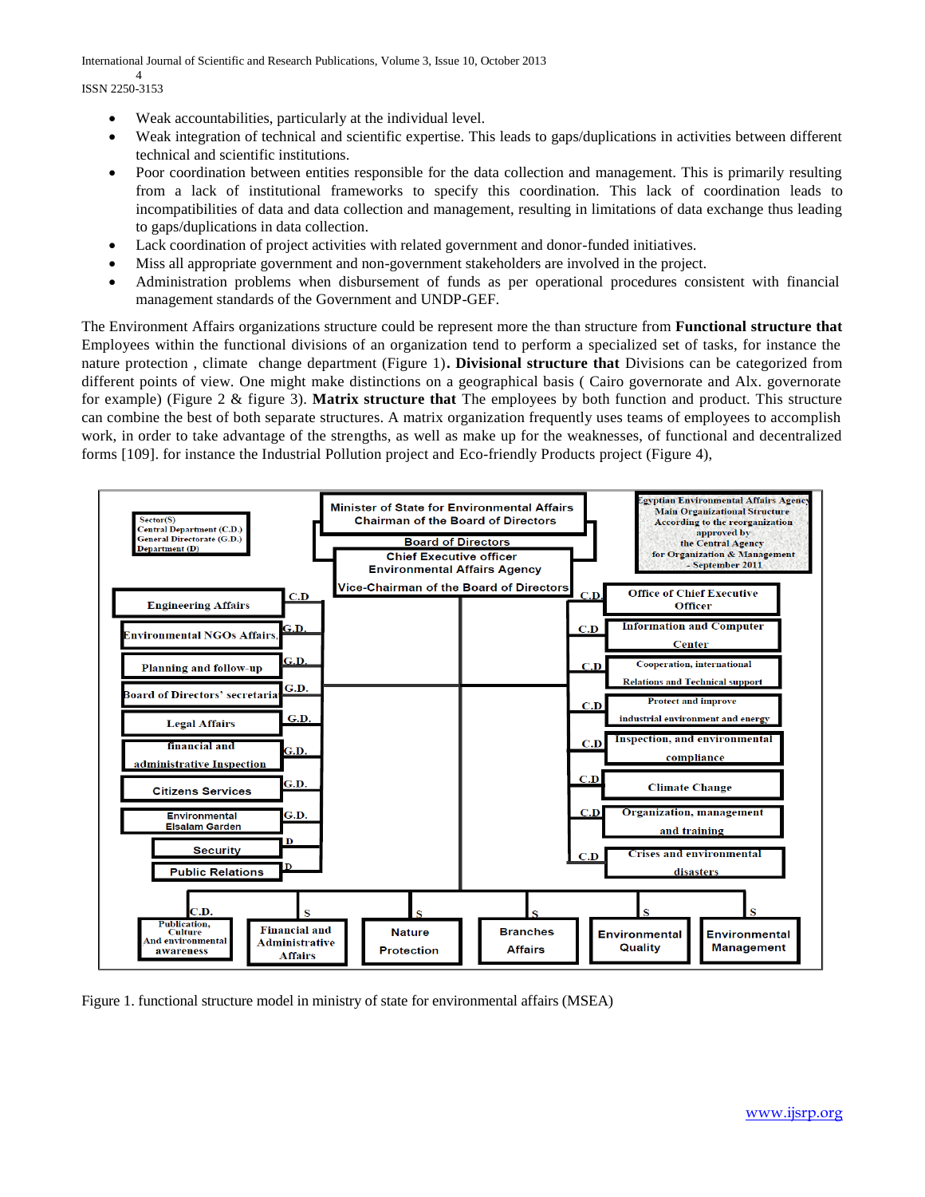- Weak accountabilities, particularly at the individual level.
- Weak integration of technical and scientific expertise. This leads to gaps/duplications in activities between different technical and scientific institutions.
- Poor coordination between entities responsible for the data collection and management. This is primarily resulting from a lack of institutional frameworks to specify this coordination. This lack of coordination leads to incompatibilities of data and data collection and management, resulting in limitations of data exchange thus leading to gaps/duplications in data collection.
- Lack coordination of project activities with related government and donor-funded initiatives.
- Miss all appropriate government and non-government stakeholders are involved in the project.
- Administration problems when disbursement of funds as per operational procedures consistent with financial management standards of the Government and UNDP-GEF.

The Environment Affairs organizations structure could be represent more the than structure from **Functional structure that** Employees within the functional divisions of an organization tend to perform a specialized set of tasks, for instance the nature protection , climate change department (Figure 1)**. Divisional structure that** Divisions can be categorized from different points of view. One might make distinctions on a geographical basis ( Cairo governorate and Alx. governorate for example) (Figure 2 & figure 3). **Matrix structure that** The employees by both function and product. This structure can combine the best of both separate structures. A matrix organization frequently uses teams of employees to accomplish work, in order to take advantage of the strengths, as well as make up for the weaknesses, of functional and decentralized forms [109]. for instance the Industrial Pollution project and Eco-friendly Products project (Figure 4),

Figure 1. functional structure model in ministry of state for environmental affairs (MSEA)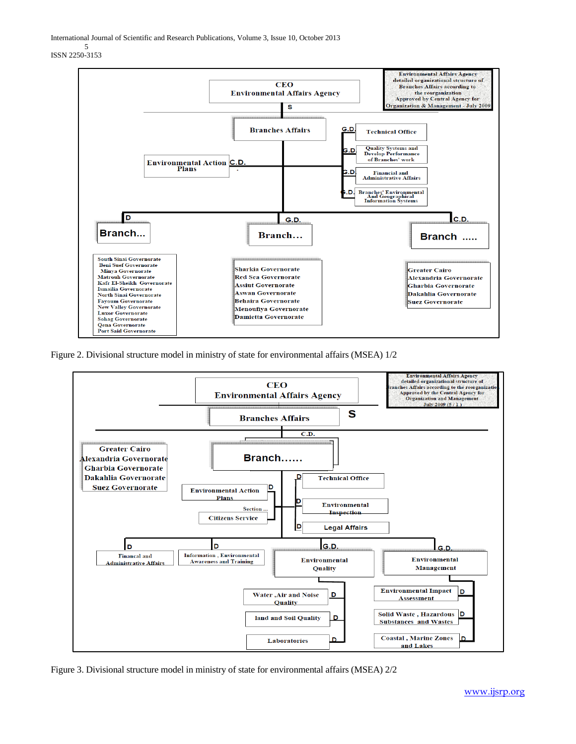Environmental Affairs Agency detailed organizational structure of Branches Affairs according to the reorganization Approved by Central Agency for Organization & Management - July 2009

CEO Environmental Affairs Agency

S

Branches Affairs

- G.D. Technical Office
- G.D. Quality Systems and Develop Performance of Branches' work
- G.D. Financial and Administrative Affairs
- G.D. Branches' Environmental And Geographical Information Systems

C.D. Environmental Action Plans

D Branch...

- South Sinai Governorate
- Beni Suef Governorate
- Minya Governorate
- Matrouh Governorate
- Kafr El-Sheikh Governorate
- Ismailia Governorate
- North Sinai Governorate
- Fayoum Governorate
- New Valley Governorate
- Luxor Governorate
- Sohag Governorate
- Qena Governorate
- Port Said Governorate

G.D. Branch...

- Sharkia Governorate
- Red Sea Governorate
- Assiut Governorate
- Aswan Governorate
- Behaira Governorate
- Menoufiya Governorate
- Damietta Governorate

C.D. Branch .....

- Greater Cairo
- Alexandria Governorate
- Gharbia Governorate
- Dakahlia Governorate
- Suez Governorate

Figure 2. Divisional structure model in ministry of state for environmental affairs (MSEA) 1/2

Environmental Affairs Agency detailed organizational structure of Branches Affairs according to the reorganization Approved by the Central Agency for Organization and Management July 2009 (5 / 1)

CEO Environmental Affairs Agency

Branches Affairs S

C.D. Branch......

- Greater Cairo
- Alexandria Governorate
- Gharbia Governorate
- Dakahlia Governorate
- Suez Governorate

- D Environmental Action Plans
- Section ... Citizens Service
- D Technical Office
- D Environmental Inspection
- D Legal Affairs

- D Financal and Administrative Affairs
- D Information , Environmental Awareness and Training
- G.D. Environmental Quality
  - D Water ,Air and Noise Quality
  - D land and Soil Quality
  - D Laboratories
- G.D. Environmental Management
  - D Environmental Impact Assessment
  - D Solid Waste , Hazardous Substances and Wastes
  - D Coastal , Marine Zones and Lakes

Figure 3. Divisional structure model in ministry of state for environmental affairs (MSEA) 2/2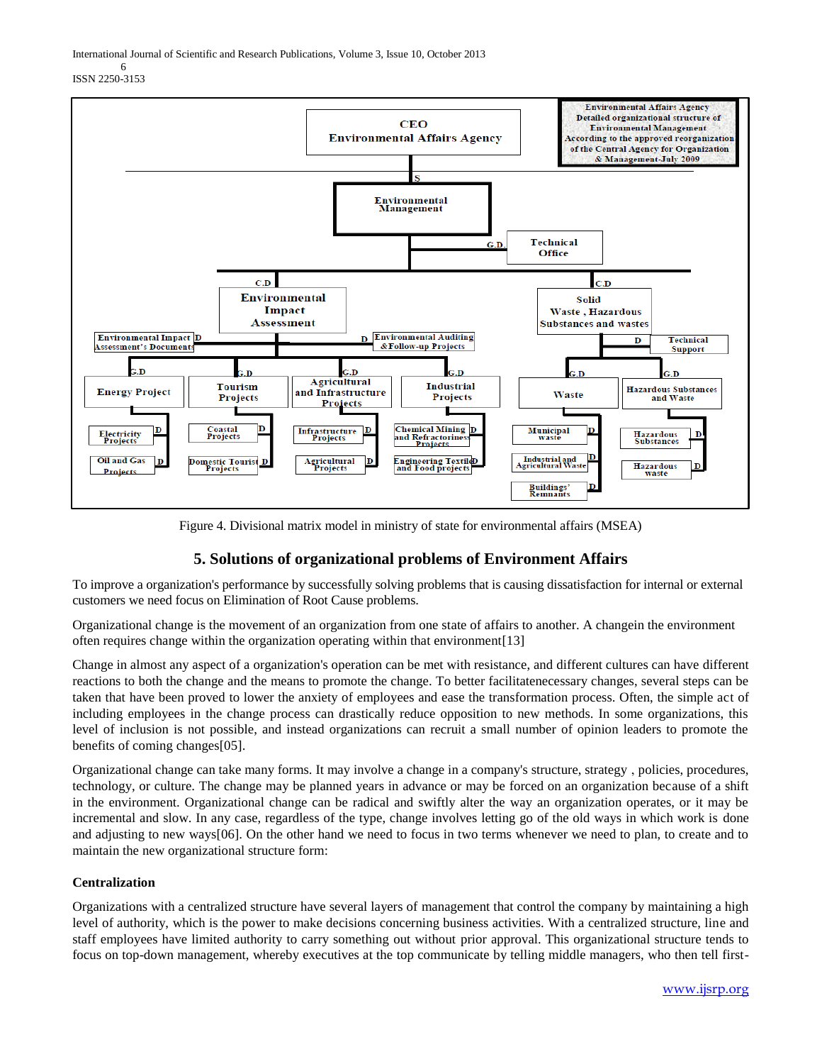Figure 4. Divisional matrix model in ministry of state for environmental affairs (MSEA)

## 5. Solutions of organizational problems of Environment Affairs

To improve a organization's performance by successfully solving problems that is causing dissatisfaction for internal or external customers we need focus on Elimination of Root Cause problems.

Organizational change is the movement of an organization from one state of affairs to another. A changein the environment often requires change within the organization operating within that environment[13]

Change in almost any aspect of a organization's operation can be met with resistance, and different cultures can have different reactions to both the change and the means to promote the change. To better facilitatenecessary changes, several steps can be taken that have been proved to lower the anxiety of employees and ease the transformation process. Often, the simple act of including employees in the change process can drastically reduce opposition to new methods. In some organizations, this level of inclusion is not possible, and instead organizations can recruit a small number of opinion leaders to promote the benefits of coming changes[05].

Organizational change can take many forms. It may involve a change in a company's structure, strategy , policies, procedures, technology, or culture. The change may be planned years in advance or may be forced on an organization because of a shift in the environment. Organizational change can be radical and swiftly alter the way an organization operates, or it may be incremental and slow. In any case, regardless of the type, change involves letting go of the old ways in which work is done and adjusting to new ways[06]. On the other hand we need to focus in two terms whenever we need to plan, to create and to maintain the new organizational structure form:

**Centralization**

Organizations with a centralized structure have several layers of management that control the company by maintaining a high level of authority, which is the power to make decisions concerning business activities. With a centralized structure, line and staff employees have limited authority to carry something out without prior approval. This organizational structure tends to focus on top-down management, whereby executives at the top communicate by telling middle managers, who then tell first-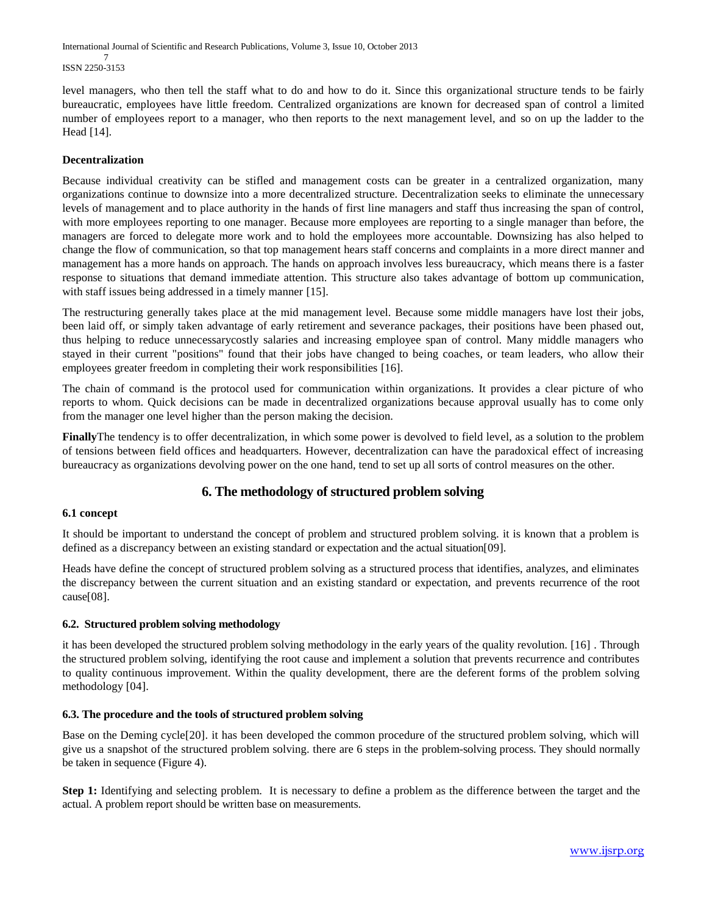level managers, who then tell the staff what to do and how to do it. Since this organizational structure tends to be fairly bureaucratic, employees have little freedom. Centralized organizations are known for decreased span of control a limited number of employees report to a manager, who then reports to the next management level, and so on up the ladder to the Head [14].

**Decentralization**

Because individual creativity can be stifled and management costs can be greater in a centralized organization, many organizations continue to downsize into a more decentralized structure. Decentralization seeks to eliminate the unnecessary levels of management and to place authority in the hands of first line managers and staff thus increasing the span of control, with more employees reporting to one manager. Because more employees are reporting to a single manager than before, the managers are forced to delegate more work and to hold the employees more accountable. Downsizing has also helped to change the flow of communication, so that top management hears staff concerns and complaints in a more direct manner and management has a more hands on approach. The hands on approach involves less bureaucracy, which means there is a faster response to situations that demand immediate attention. This structure also takes advantage of bottom up communication, with staff issues being addressed in a timely manner [15].

The restructuring generally takes place at the mid management level. Because some middle managers have lost their jobs, been laid off, or simply taken advantage of early retirement and severance packages, their positions have been phased out, thus helping to reduce unnecessarycostly salaries and increasing employee span of control. Many middle managers who stayed in their current "positions" found that their jobs have changed to being coaches, or team leaders, who allow their employees greater freedom in completing their work responsibilities [16].

The chain of command is the protocol used for communication within organizations. It provides a clear picture of who reports to whom. Quick decisions can be made in decentralized organizations because approval usually has to come only from the manager one level higher than the person making the decision.

**Finally**The tendency is to offer decentralization, in which some power is devolved to field level, as a solution to the problem of tensions between field offices and headquarters. However, decentralization can have the paradoxical effect of increasing bureaucracy as organizations devolving power on the one hand, tend to set up all sorts of control measures on the other.

## 6. The methodology of structured problem solving

### 6.1 concept

It should be important to understand the concept of problem and structured problem solving. it is known that a problem is defined as a discrepancy between an existing standard or expectation and the actual situation[09].

Heads have define the concept of structured problem solving as a structured process that identifies, analyzes, and eliminates the discrepancy between the current situation and an existing standard or expectation, and prevents recurrence of the root cause[08].

### 6.2. Structured problem solving methodology

it has been developed the structured problem solving methodology in the early years of the quality revolution. [16] . Through the structured problem solving, identifying the root cause and implement a solution that prevents recurrence and contributes to quality continuous improvement. Within the quality development, there are the deferent forms of the problem solving methodology [04].

### 6.3. The procedure and the tools of structured problem solving

Base on the Deming cycle[20]. it has been developed the common procedure of the structured problem solving, which will give us a snapshot of the structured problem solving. there are 6 steps in the problem-solving process. They should normally be taken in sequence (Figure 4).

**Step 1:** Identifying and selecting problem. It is necessary to define a problem as the difference between the target and the actual. A problem report should be written base on measurements.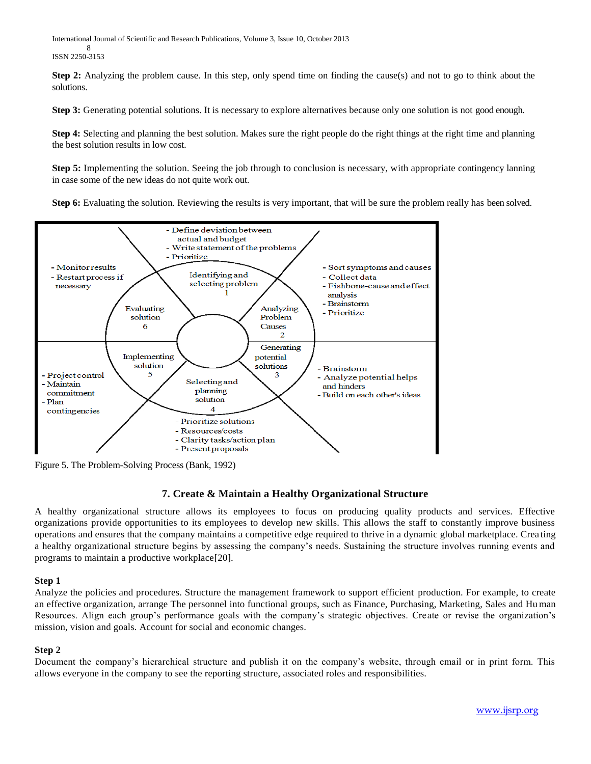**Step 2:** Analyzing the problem cause. In this step, only spend time on finding the cause(s) and not to go to think about the solutions.

**Step 3:** Generating potential solutions. It is necessary to explore alternatives because only one solution is not good enough.

**Step 4:** Selecting and planning the best solution. Makes sure the right people do the right things at the right time and planning the best solution results in low cost.

**Step 5:** Implementing the solution. Seeing the job through to conclusion is necessary, with appropriate contingency lanning in case some of the new ideas do not quite work out.

**Step 6:** Evaluating the solution. Reviewing the results is very important, that will be sure the problem really has been solved.

- Define deviation between actual and budget
- Write statement of the problems
- Prioritize

Identifying and selecting problem 1

- Sort symptoms and causes
- Collect data
- Fishbone-cause and effect analysis
- Brainstorm
- Prioritize

Analyzing Problem Causes 2

Generating potential solutions 3

- Brainstorm
- Analyze potential helps and hinders
- Build on each other's ideas

Selecting and planning solution 4

- Prioritize solutions
- Resources/costs
- Clarity tasks/action plan
- Present proposals

Implementing solution 5

- Project control
- Maintain commitment
- Plan contingencies

Evaluating solution 6

- Monitor results
- Restart process if necessary

Figure 5. The Problem-Solving Process (Bank, 1992)

## 7. Create & Maintain a Healthy Organizational Structure

A healthy organizational structure allows its employees to focus on producing quality products and services. Effective organizations provide opportunities to its employees to develop new skills. This allows the staff to constantly improve business operations and ensures that the company maintains a competitive edge required to thrive in a dynamic global marketplace. Creating a healthy organizational structure begins by assessing the company's needs. Sustaining the structure involves running events and programs to maintain a productive workplace[20].

### Step 1

Analyze the policies and procedures. Structure the management framework to support efficient production. For example, to create an effective organization, arrange The personnel into functional groups, such as Finance, Purchasing, Marketing, Sales and Human Resources. Align each group's performance goals with the company's strategic objectives. Create or revise the organization's mission, vision and goals. Account for social and economic changes.

### Step 2

Document the company's hierarchical structure and publish it on the company's website, through email or in print form. This allows everyone in the company to see the reporting structure, associated roles and responsibilities.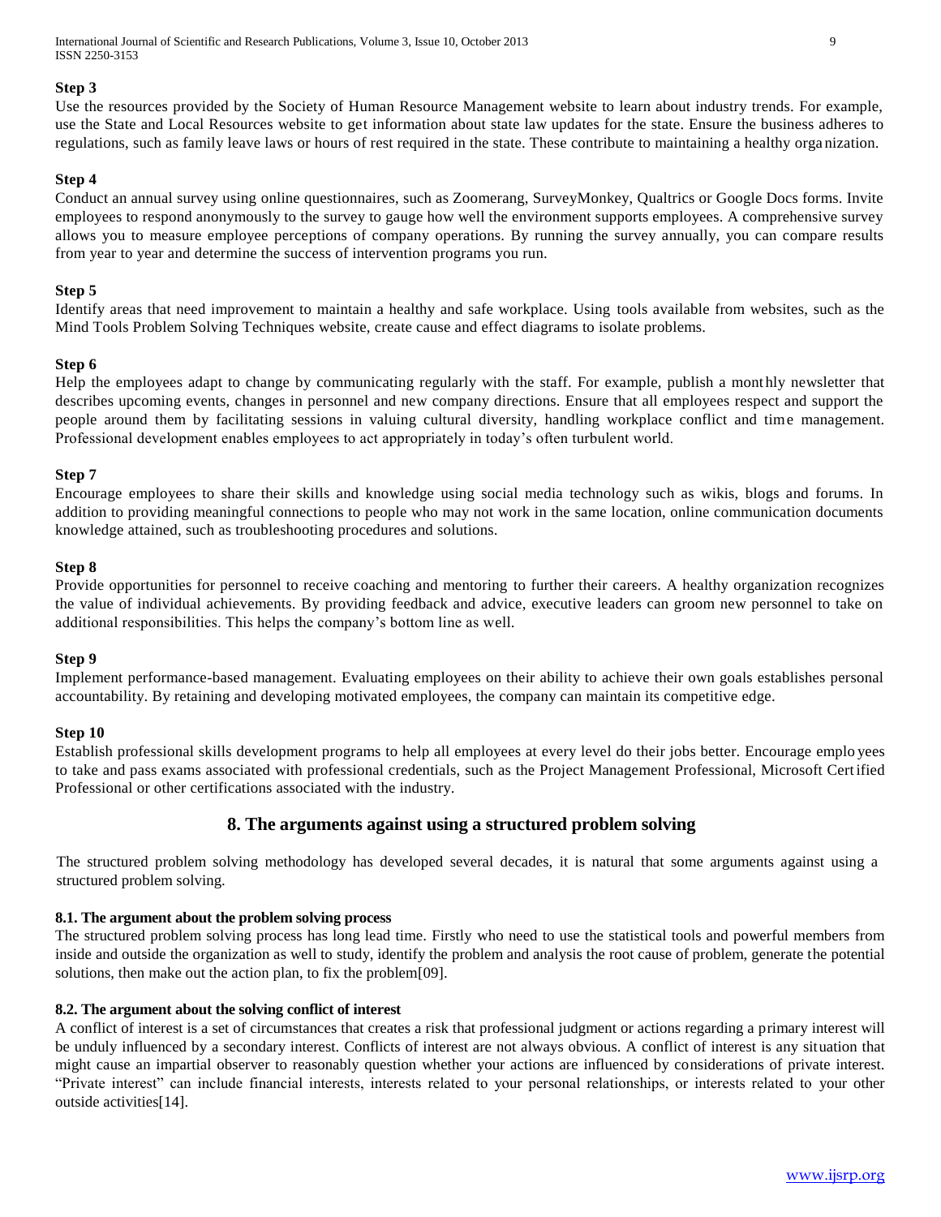**Step 3**

Use the resources provided by the Society of Human Resource Management website to learn about industry trends. For example, use the State and Local Resources website to get information about state law updates for the state. Ensure the business adheres to regulations, such as family leave laws or hours of rest required in the state. These contribute to maintaining a healthy organization.

**Step 4**

Conduct an annual survey using online questionnaires, such as Zoomerang, SurveyMonkey, Qualtrics or Google Docs forms. Invite employees to respond anonymously to the survey to gauge how well the environment supports employees. A comprehensive survey allows you to measure employee perceptions of company operations. By running the survey annually, you can compare results from year to year and determine the success of intervention programs you run.

**Step 5**

Identify areas that need improvement to maintain a healthy and safe workplace. Using tools available from websites, such as the Mind Tools Problem Solving Techniques website, create cause and effect diagrams to isolate problems.

**Step 6**

Help the employees adapt to change by communicating regularly with the staff. For example, publish a monthly newsletter that describes upcoming events, changes in personnel and new company directions. Ensure that all employees respect and support the people around them by facilitating sessions in valuing cultural diversity, handling workplace conflict and time management. Professional development enables employees to act appropriately in today's often turbulent world.

**Step 7**

Encourage employees to share their skills and knowledge using social media technology such as wikis, blogs and forums. In addition to providing meaningful connections to people who may not work in the same location, online communication documents knowledge attained, such as troubleshooting procedures and solutions.

**Step 8**

Provide opportunities for personnel to receive coaching and mentoring to further their careers. A healthy organization recognizes the value of individual achievements. By providing feedback and advice, executive leaders can groom new personnel to take on additional responsibilities. This helps the company's bottom line as well.

**Step 9**

Implement performance-based management. Evaluating employees on their ability to achieve their own goals establishes personal accountability. By retaining and developing motivated employees, the company can maintain its competitive edge.

**Step 10**

Establish professional skills development programs to help all employees at every level do their jobs better. Encourage employees to take and pass exams associated with professional credentials, such as the Project Management Professional, Microsoft Certified Professional or other certifications associated with the industry.

## 8. The arguments against using a structured problem solving

The structured problem solving methodology has developed several decades, it is natural that some arguments against using a structured problem solving.

### 8.1. The argument about the problem solving process

The structured problem solving process has long lead time. Firstly who need to use the statistical tools and powerful members from inside and outside the organization as well to study, identify the problem and analysis the root cause of problem, generate the potential solutions, then make out the action plan, to fix the problem[09].

### 8.2. The argument about the solving conflict of interest

A conflict of interest is a set of circumstances that creates a risk that professional judgment or actions regarding a primary interest will be unduly influenced by a secondary interest. Conflicts of interest are not always obvious. A conflict of interest is any situation that might cause an impartial observer to reasonably question whether your actions are influenced by considerations of private interest. "Private interest" can include financial interests, interests related to your personal relationships, or interests related to your other outside activities[14].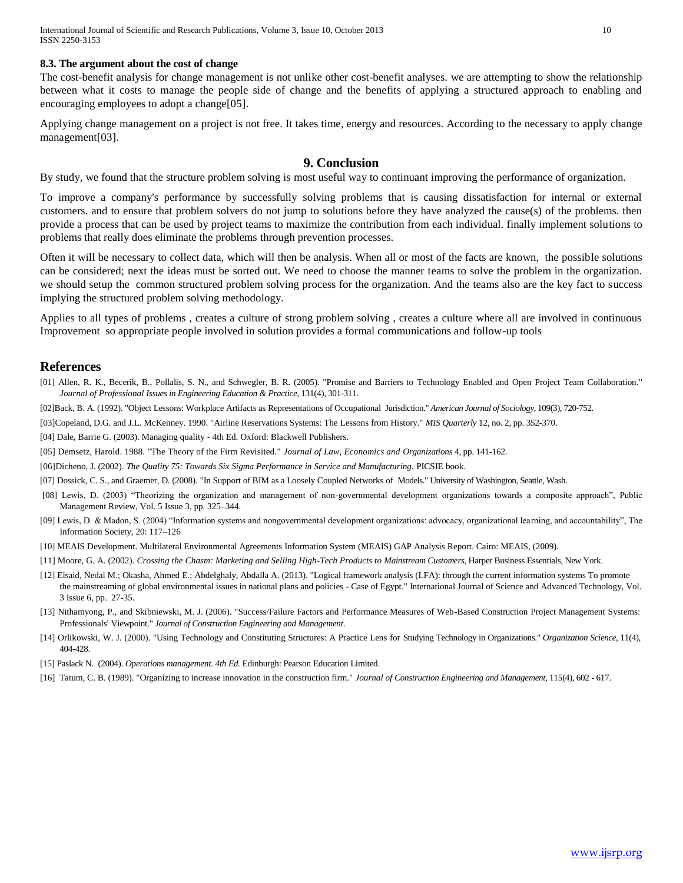### 8.3. The argument about the cost of change

The cost-benefit analysis for change management is not unlike other cost-benefit analyses. we are attempting to show the relationship between what it costs to manage the people side of change and the benefits of applying a structured approach to enabling and encouraging employees to adopt a change[05].

Applying change management on a project is not free. It takes time, energy and resources. According to the necessary to apply change management[03].

## 9. Conclusion

By study, we found that the structure problem solving is most useful way to continuant improving the performance of organization.

To improve a company's performance by successfully solving problems that is causing dissatisfaction for internal or external customers. and to ensure that problem solvers do not jump to solutions before they have analyzed the cause(s) of the problems. then provide a process that can be used by project teams to maximize the contribution from each individual. finally implement solutions to problems that really does eliminate the problems through prevention processes.

Often it will be necessary to collect data, which will then be analysis. When all or most of the facts are known, the possible solutions can be considered; next the ideas must be sorted out. We need to choose the manner teams to solve the problem in the organization. we should setup the common structured problem solving process for the organization. And the teams also are the key fact to success implying the structured problem solving methodology.

Applies to all types of problems , creates a culture of strong problem solving , creates a culture where all are involved in continuous Improvement so appropriate people involved in solution provides a formal communications and follow-up tools

## References

[01] Allen, R. K., Becerik, B., Pollalis, S. N., and Schwegler, B. R. (2005). "Promise and Barriers to Technology Enabled and Open Project Team Collaboration." *Journal of Professional Issues in Engineering Education & Practice*, 131(4), 301-311.

[02]Back, B. A. (1992). "Object Lessons: Workplace Artifacts as Representations of Occupational Jurisdiction." *American Journal of Sociology*, 109(3), 720-752.

[03]Copeland, D.G. and J.L. McKenney. 1990. "Airline Reservations Systems: The Lessons from History." *MIS Quarterly* 12, no. 2, pp. 352-370.

[04] Dale, Barrie G. (2003). Managing quality - 4th Ed. Oxford: Blackwell Publishers.

[05] Demsetz, Harold. 1988. "The Theory of the Firm Revisited." *Journal of Law, Economics and Organizations* 4, pp. 141-162.

[06]Dicheno, J. (2002). *The Quality 75: Towards Six Sigma Performance in Service and Manufacturing.* PICSIE book.

[07] Dossick, C. S., and Graemer, D. (2008). "In Support of BIM as a Loosely Coupled Networks of Models." University of Washington, Seattle, Wash.

[08] Lewis, D. (2003) "Theorizing the organization and management of non-governmental development organizations towards a composite approach", Public Management Review, Vol. 5 Issue 3, pp. 325–344.

[09] Lewis, D. & Madon, S. (2004) "Information systems and nongovernmental development organizations: advocacy, organizational learning, and accountability", The Information Society, 20: 117–126

[10] MEAIS Development. Multilateral Environmental Agreements Information System (MEAIS) GAP Analysis Report. Cairo: MEAIS, (2009).

[11] Moore, G. A. (2002). *Crossing the Chasm: Marketing and Selling High-Tech Products to Mainstream Customers*, Harper Business Essentials, New York.

[12] Elsaid, Nedal M.; Okasha, Ahmed E.; Abdelghaly, Abdalla A. (2013). "Logical framework analysis (LFA): through the current information systems To promote the mainstreaming of global environmental issues in national plans and policies - Case of Egypt." International Journal of Science and Advanced Technology, Vol. 3 Issue 6, pp. 27-35.

[13] Nithamyong, P., and Skibniewski, M. J. (2006). "Success/Failure Factors and Performance Measures of Web-Based Construction Project Management Systems: Professionals' Viewpoint." *Journal of Construction Engineering and Management*.

[14] Orlikowski, W. J. (2000). "Using Technology and Constituting Structures: A Practice Lens for Studying Technology in Organizations." *Organization Science*, 11(4), 404-428.

[15] Paslack N. (2004). *Operations management. 4th Ed.* Edinburgh: Pearson Education Limited.

[16] Tatum, C. B. (1989). "Organizing to increase innovation in the construction firm." *Journal of Construction Engineering and Management*, 115(4), 602 - 617.